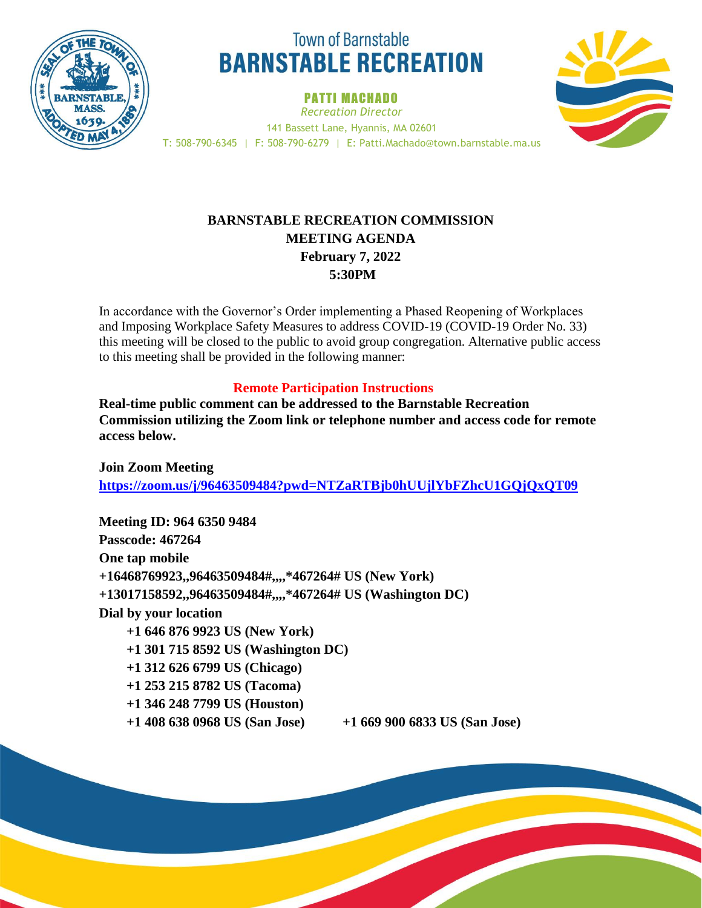Town of Barnstable
# BARNSTABLE RECREATION

**PATTI MACHADO**
*Recreation Director*
141 Bassett Lane, Hyannis, MA 02601
T: 508-790-6345 | F: 508-790-6279 | E: Patti.Machado@town.barnstable.ma.us

## BARNSTABLE RECREATION COMMISSION
## MEETING AGENDA
## February 7, 2022
## 5:30PM

In accordance with the Governor's Order implementing a Phased Reopening of Workplaces and Imposing Workplace Safety Measures to address COVID-19 (COVID-19 Order No. 33) this meeting will be closed to the public to avoid group congregation. Alternative public access to this meeting shall be provided in the following manner:

### Remote Participation Instructions

**Real-time public comment can be addressed to the Barnstable Recreation Commission utilizing the Zoom link or telephone number and access code for remote access below.**

**Join Zoom Meeting**
**https://zoom.us/j/96463509484?pwd=NTZaRTBjb0hUUjlYbFZhcU1GQjQxQT09**

**Meeting ID: 964 6350 9484**
**Passcode: 467264**
**One tap mobile**
**+16468769923,,96463509484#,,,,*467264# US (New York)**
**+13017158592,,96463509484#,,,,*467264# US (Washington DC)**
**Dial by your location**
- **+1 646 876 9923 US (New York)**
- **+1 301 715 8592 US (Washington DC)**
- **+1 312 626 6799 US (Chicago)**
- **+1 253 215 8782 US (Tacoma)**
- **+1 346 248 7799 US (Houston)**
- **+1 408 638 0968 US (San Jose)**
- **+1 669 900 6833 US (San Jose)**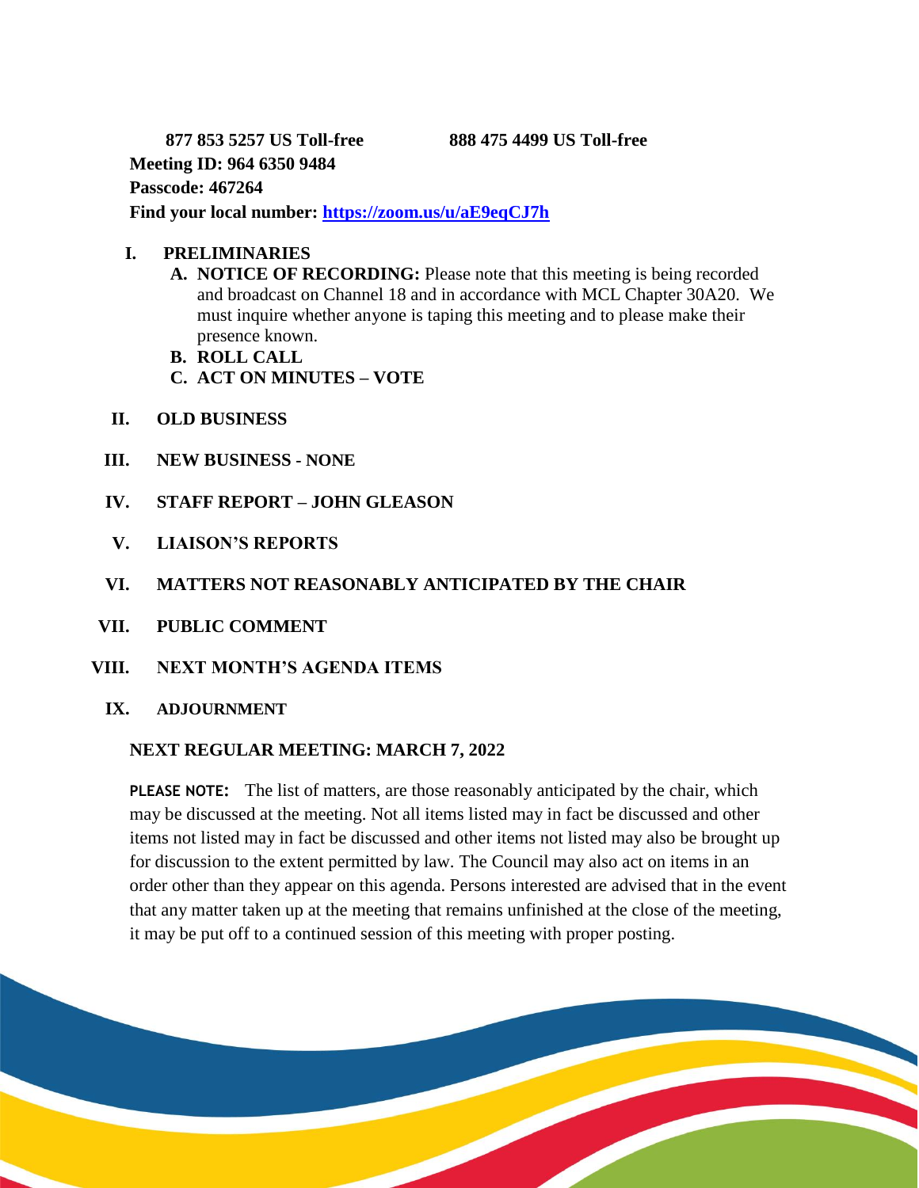**877 853 5257 US Toll-free** **888 475 4499 US Toll-free**

**Meeting ID: 964 6350 9484**

**Passcode: 467264**

**Find your local number: [https://zoom.us/u/aE9eqCJ7h](https://zoom.us/u/aE9eqCJ7h)**

**I. PRELIMINARIES**

- **A. NOTICE OF RECORDING:** Please note that this meeting is being recorded and broadcast on Channel 18 and in accordance with MCL Chapter 30A20. We must inquire whether anyone is taping this meeting and to please make their presence known.
- **B. ROLL CALL**
- **C. ACT ON MINUTES – VOTE**

**II. OLD BUSINESS**

**III. NEW BUSINESS - NONE**

**IV. STAFF REPORT – JOHN GLEASON**

**V. LIAISON'S REPORTS**

**VI. MATTERS NOT REASONABLY ANTICIPATED BY THE CHAIR**

**VII. PUBLIC COMMENT**

**VIII. NEXT MONTH'S AGENDA ITEMS**

**IX. ADJOURNMENT**

**NEXT REGULAR MEETING: MARCH 7, 2022**

**PLEASE NOTE:** The list of matters, are those reasonably anticipated by the chair, which may be discussed at the meeting. Not all items listed may in fact be discussed and other items not listed may in fact be discussed and other items not listed may also be brought up for discussion to the extent permitted by law. The Council may also act on items in an order other than they appear on this agenda. Persons interested are advised that in the event that any matter taken up at the meeting that remains unfinished at the close of the meeting, it may be put off to a continued session of this meeting with proper posting.